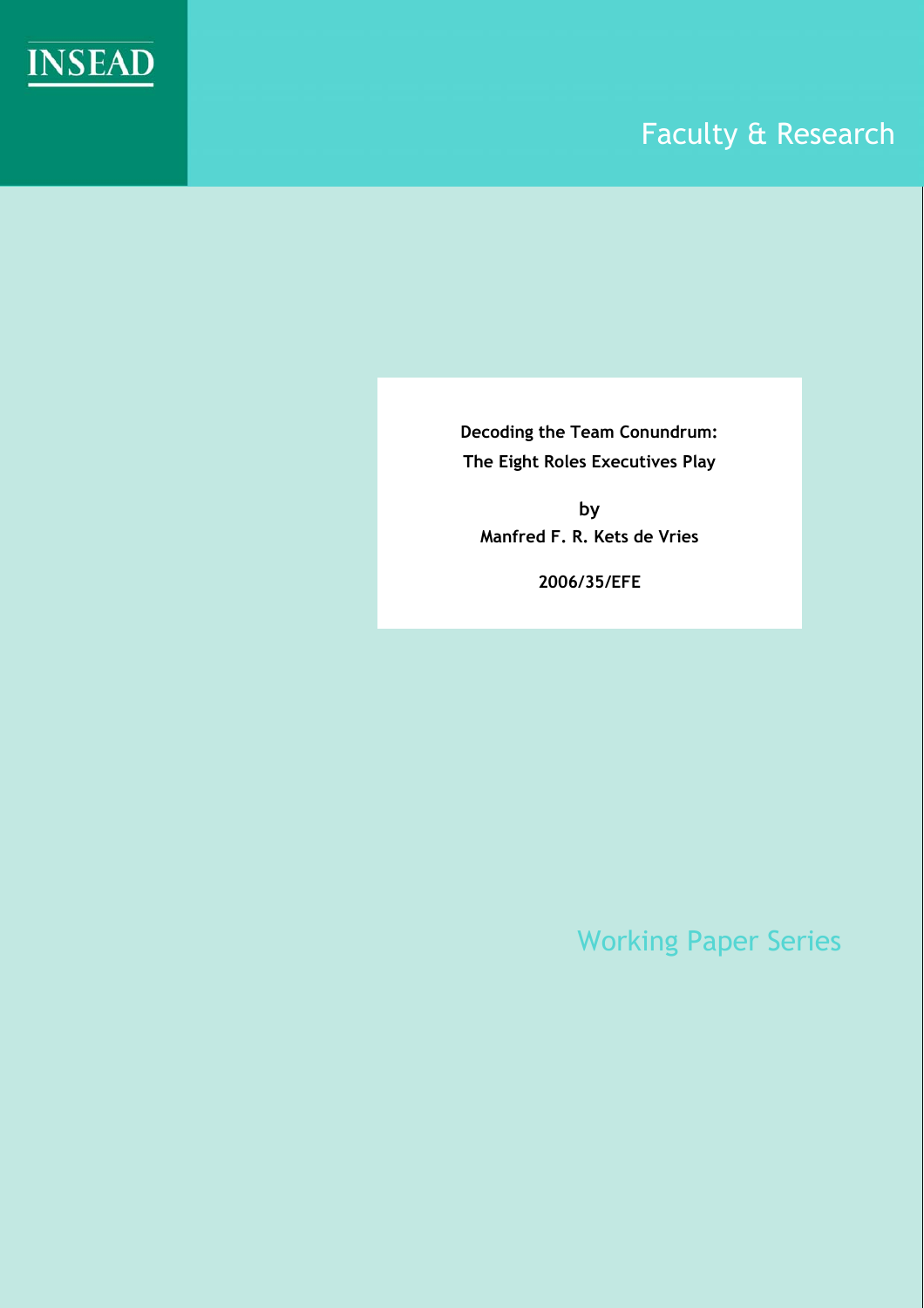INSEAD

Faculty & Research

**Decoding the Team Conundrum:**
**The Eight Roles Executives Play**

by

**Manfred F. R. Kets de Vries**

**2006/35/EFE**

Working Paper Series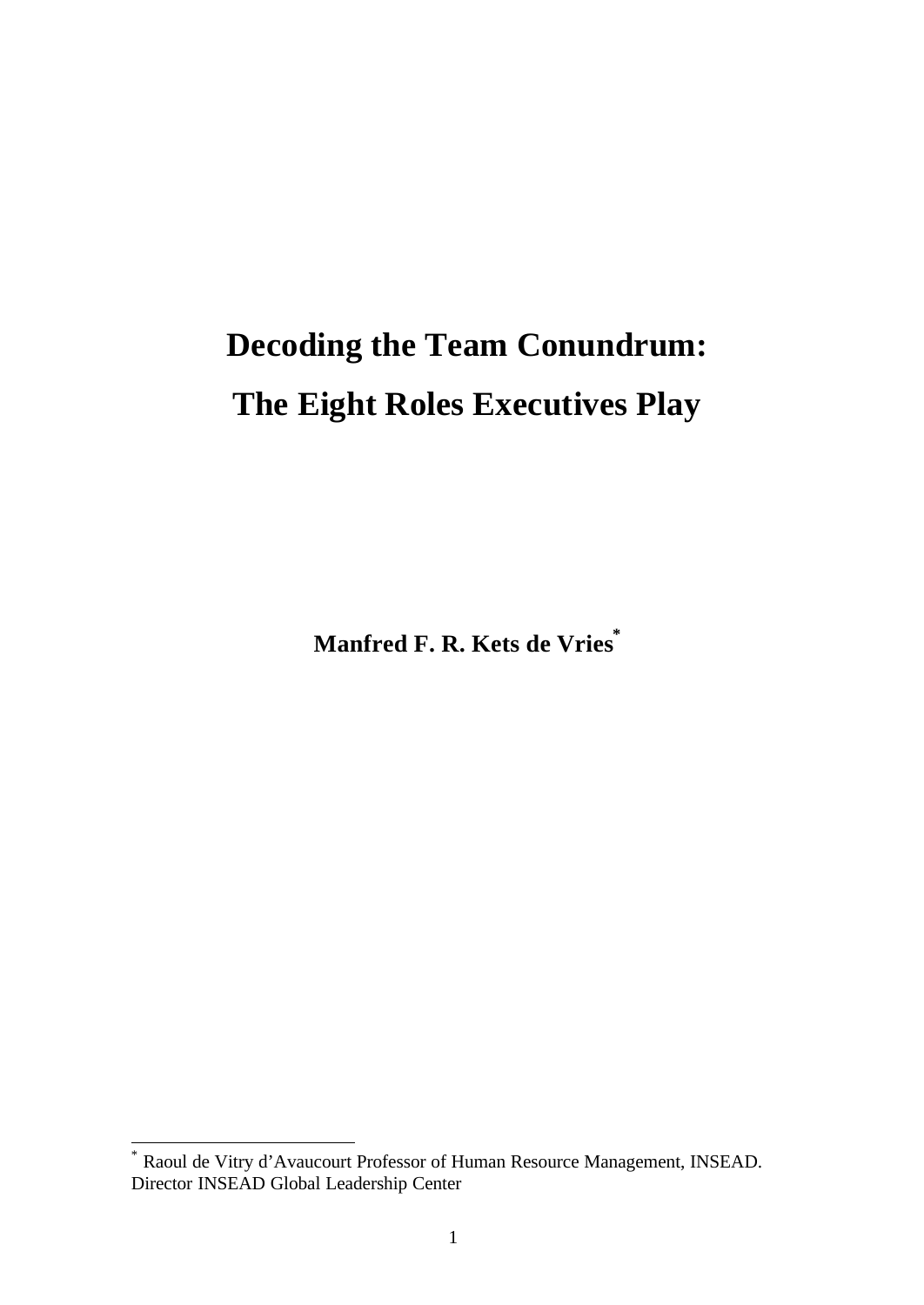# Decoding the Team Conundrum: The Eight Roles Executives Play

**Manfred F. R. Kets de Vries[*]**

[*] Raoul de Vitry d'Avaucourt Professor of Human Resource Management, INSEAD. Director INSEAD Global Leadership Center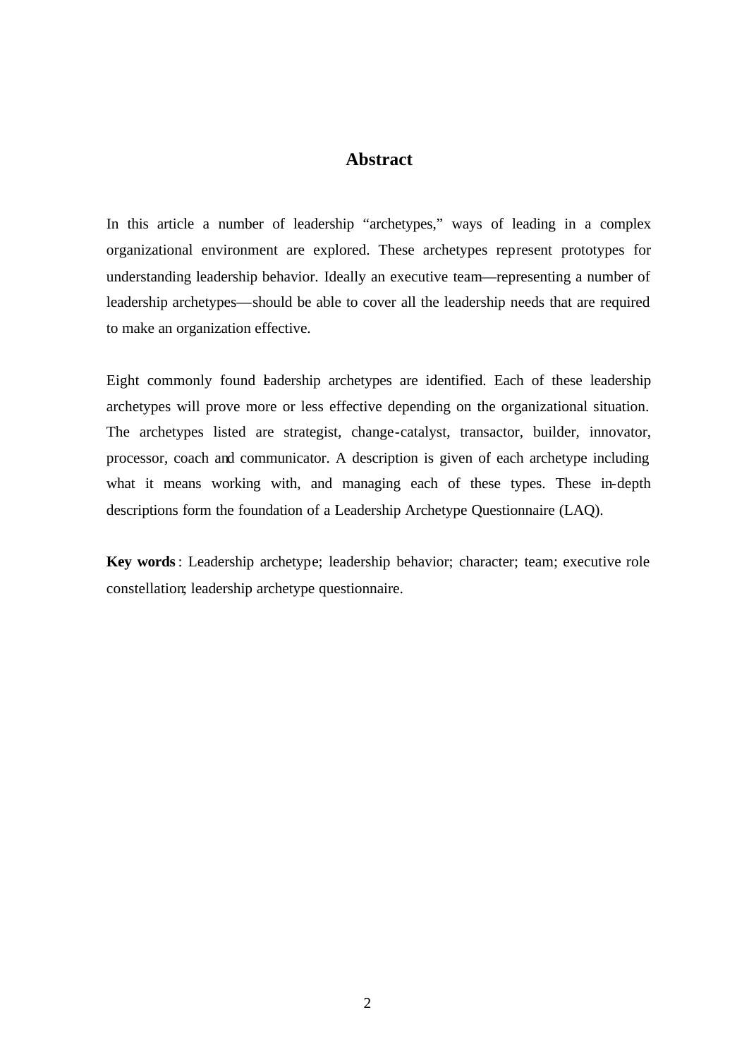## Abstract

In this article a number of leadership "archetypes," ways of leading in a complex organizational environment are explored. These archetypes represent prototypes for understanding leadership behavior. Ideally an executive team—representing a number of leadership archetypes—should be able to cover all the leadership needs that are required to make an organization effective.

Eight commonly found leadership archetypes are identified. Each of these leadership archetypes will prove more or less effective depending on the organizational situation. The archetypes listed are strategist, change-catalyst, transactor, builder, innovator, processor, coach and communicator. A description is given of each archetype including what it means working with, and managing each of these types. These in-depth descriptions form the foundation of a Leadership Archetype Questionnaire (LAQ).

**Key words**: Leadership archetype; leadership behavior; character; team; executive role constellation; leadership archetype questionnaire.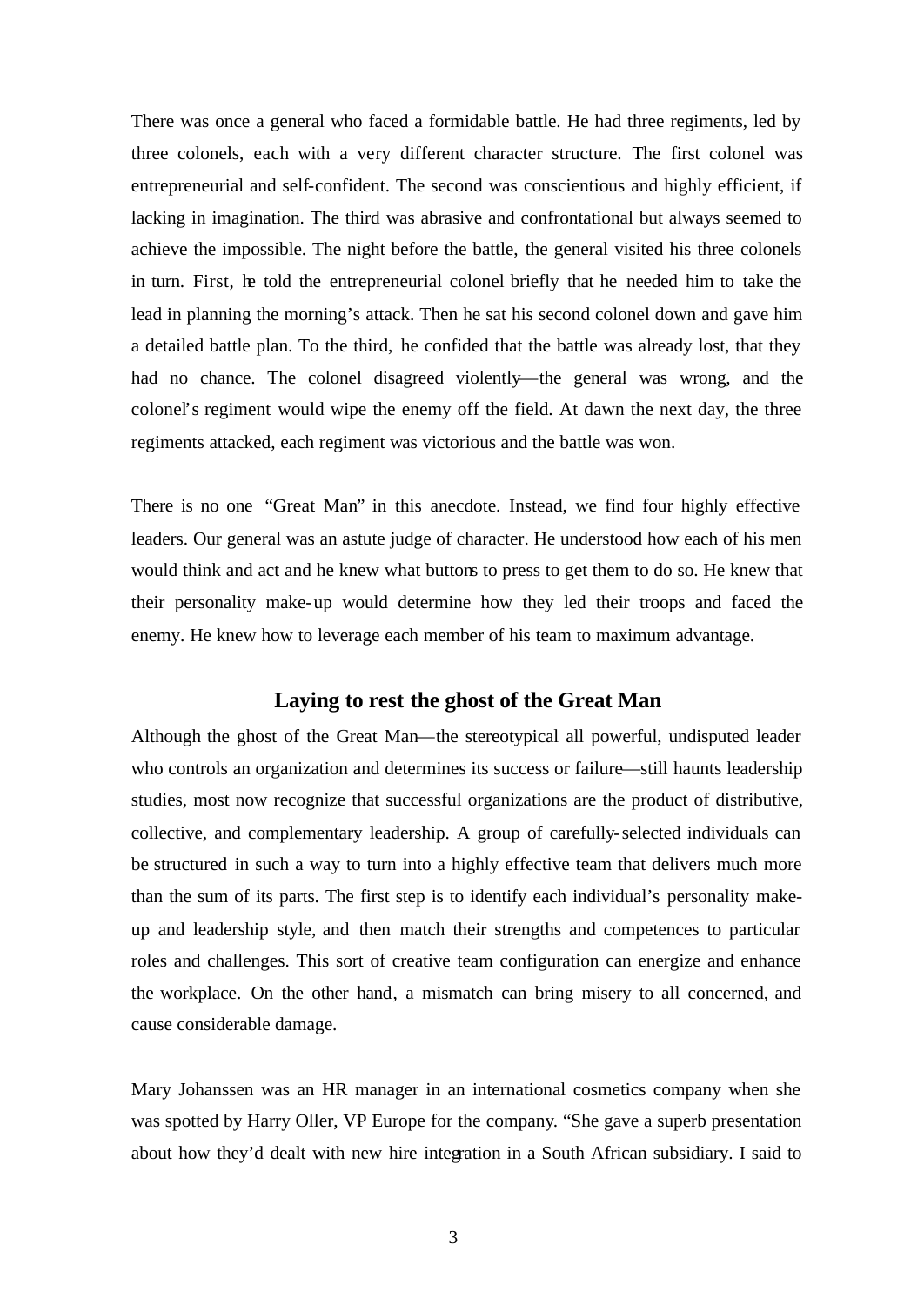There was once a general who faced a formidable battle. He had three regiments, led by three colonels, each with a very different character structure. The first colonel was entrepreneurial and self-confident. The second was conscientious and highly efficient, if lacking in imagination. The third was abrasive and confrontational but always seemed to achieve the impossible. The night before the battle, the general visited his three colonels in turn. First, he told the entrepreneurial colonel briefly that he needed him to take the lead in planning the morning's attack. Then he sat his second colonel down and gave him a detailed battle plan. To the third, he confided that the battle was already lost, that they had no chance. The colonel disagreed violently—the general was wrong, and the colonel's regiment would wipe the enemy off the field. At dawn the next day, the three regiments attacked, each regiment was victorious and the battle was won.

There is no one "Great Man" in this anecdote. Instead, we find four highly effective leaders. Our general was an astute judge of character. He understood how each of his men would think and act and he knew what buttons to press to get them to do so. He knew that their personality make-up would determine how they led their troops and faced the enemy. He knew how to leverage each member of his team to maximum advantage.

## Laying to rest the ghost of the Great Man

Although the ghost of the Great Man—the stereotypical all powerful, undisputed leader who controls an organization and determines its success or failure—still haunts leadership studies, most now recognize that successful organizations are the product of distributive, collective, and complementary leadership. A group of carefully-selected individuals can be structured in such a way to turn into a highly effective team that delivers much more than the sum of its parts. The first step is to identify each individual's personality make-up and leadership style, and then match their strengths and competences to particular roles and challenges. This sort of creative team configuration can energize and enhance the workplace. On the other hand, a mismatch can bring misery to all concerned, and cause considerable damage.

Mary Johanssen was an HR manager in an international cosmetics company when she was spotted by Harry Oller, VP Europe for the company. "She gave a superb presentation about how they'd dealt with new hire integration in a South African subsidiary. I said to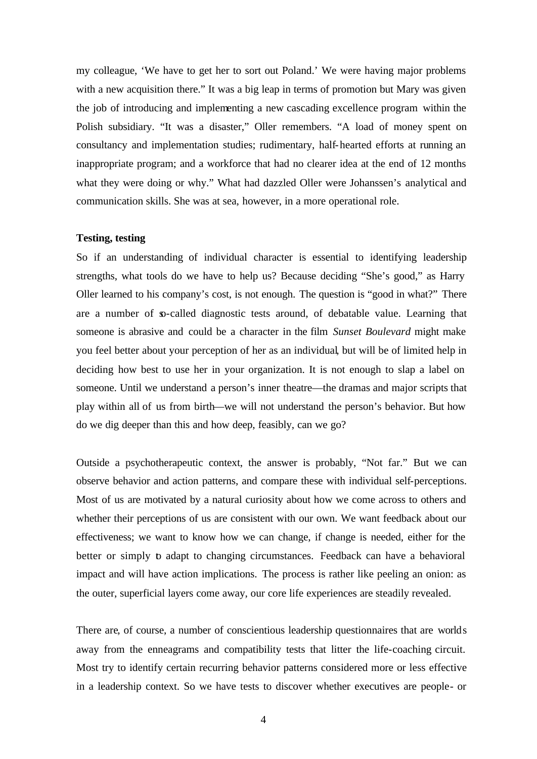my colleague, 'We have to get her to sort out Poland.' We were having major problems with a new acquisition there." It was a big leap in terms of promotion but Mary was given the job of introducing and implementing a new cascading excellence program within the Polish subsidiary. "It was a disaster," Oller remembers. "A load of money spent on consultancy and implementation studies; rudimentary, half-hearted efforts at running an inappropriate program; and a workforce that had no clearer idea at the end of 12 months what they were doing or why." What had dazzled Oller were Johanssen's analytical and communication skills. She was at sea, however, in a more operational role.

**Testing, testing**

So if an understanding of individual character is essential to identifying leadership strengths, what tools do we have to help us? Because deciding "She's good," as Harry Oller learned to his company's cost, is not enough. The question is "good in what?" There are a number of so-called diagnostic tests around, of debatable value. Learning that someone is abrasive and could be a character in the film *Sunset Boulevard* might make you feel better about your perception of her as an individual, but will be of limited help in deciding how best to use her in your organization. It is not enough to slap a label on someone. Until we understand a person's inner theatre—the dramas and major scripts that play within all of us from birth—we will not understand the person's behavior. But how do we dig deeper than this and how deep, feasibly, can we go?

Outside a psychotherapeutic context, the answer is probably, "Not far." But we can observe behavior and action patterns, and compare these with individual self-perceptions. Most of us are motivated by a natural curiosity about how we come across to others and whether their perceptions of us are consistent with our own. We want feedback about our effectiveness; we want to know how we can change, if change is needed, either for the better or simply to adapt to changing circumstances. Feedback can have a behavioral impact and will have action implications. The process is rather like peeling an onion: as the outer, superficial layers come away, our core life experiences are steadily revealed.

There are, of course, a number of conscientious leadership questionnaires that are worlds away from the enneagrams and compatibility tests that litter the life-coaching circuit. Most try to identify certain recurring behavior patterns considered more or less effective in a leadership context. So we have tests to discover whether executives are people- or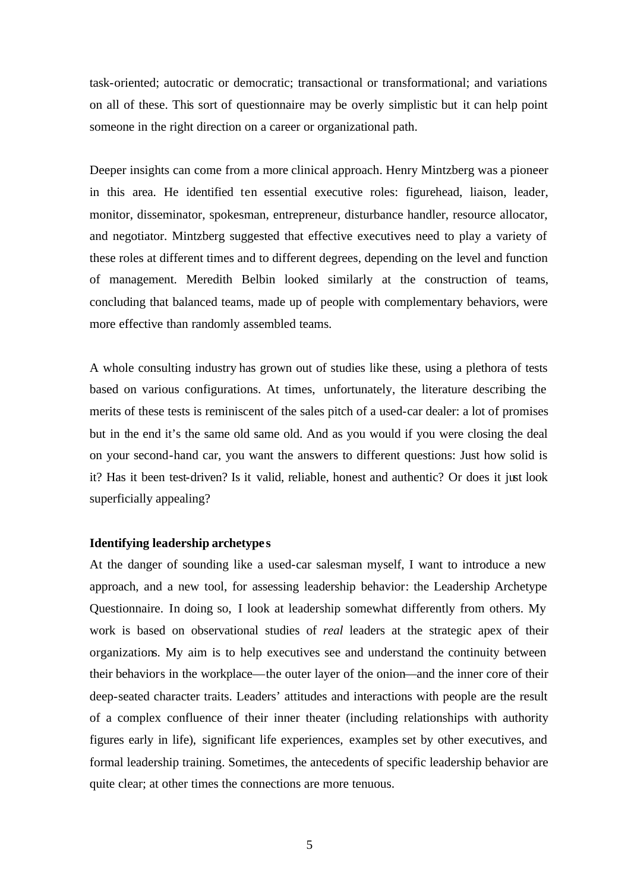task-oriented; autocratic or democratic; transactional or transformational; and variations on all of these. This sort of questionnaire may be overly simplistic but it can help point someone in the right direction on a career or organizational path.

Deeper insights can come from a more clinical approach. Henry Mintzberg was a pioneer in this area. He identified ten essential executive roles: figurehead, liaison, leader, monitor, disseminator, spokesman, entrepreneur, disturbance handler, resource allocator, and negotiator. Mintzberg suggested that effective executives need to play a variety of these roles at different times and to different degrees, depending on the level and function of management. Meredith Belbin looked similarly at the construction of teams, concluding that balanced teams, made up of people with complementary behaviors, were more effective than randomly assembled teams.

A whole consulting industry has grown out of studies like these, using a plethora of tests based on various configurations. At times, unfortunately, the literature describing the merits of these tests is reminiscent of the sales pitch of a used-car dealer: a lot of promises but in the end it's the same old same old. And as you would if you were closing the deal on your second-hand car, you want the answers to different questions: Just how solid is it? Has it been test-driven? Is it valid, reliable, honest and authentic? Or does it just look superficially appealing?

**Identifying leadership archetypes**

At the danger of sounding like a used-car salesman myself, I want to introduce a new approach, and a new tool, for assessing leadership behavior: the Leadership Archetype Questionnaire. In doing so, I look at leadership somewhat differently from others. My work is based on observational studies of *real* leaders at the strategic apex of their organizations. My aim is to help executives see and understand the continuity between their behaviors in the workplace—the outer layer of the onion—and the inner core of their deep-seated character traits. Leaders' attitudes and interactions with people are the result of a complex confluence of their inner theater (including relationships with authority figures early in life), significant life experiences, examples set by other executives, and formal leadership training. Sometimes, the antecedents of specific leadership behavior are quite clear; at other times the connections are more tenuous.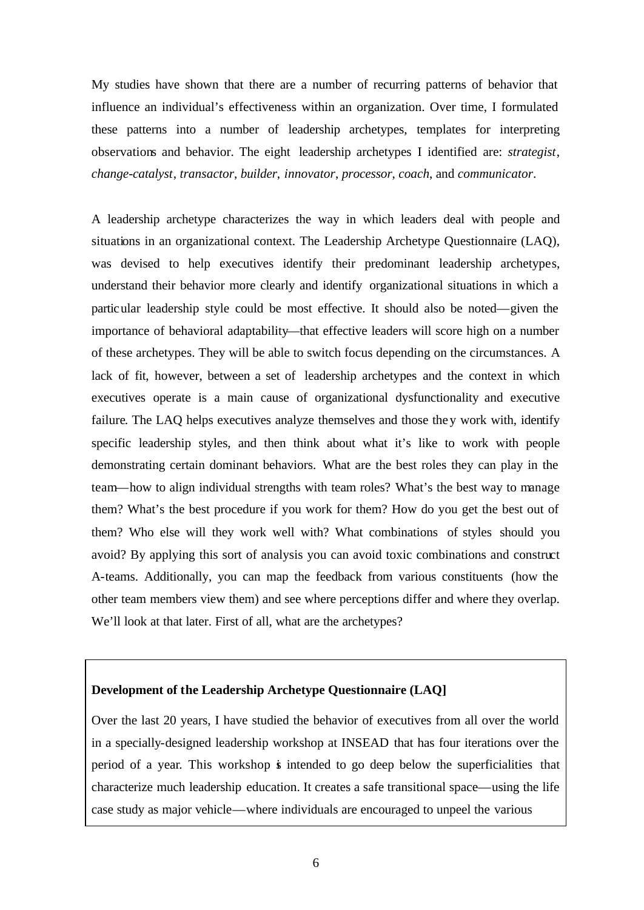My studies have shown that there are a number of recurring patterns of behavior that influence an individual's effectiveness within an organization. Over time, I formulated these patterns into a number of leadership archetypes, templates for interpreting observations and behavior. The eight leadership archetypes I identified are: *strategist*, *change-catalyst*, *transactor*, *builder*, *innovator*, *processor*, *coach*, and *communicator*.

A leadership archetype characterizes the way in which leaders deal with people and situations in an organizational context. The Leadership Archetype Questionnaire (LAQ), was devised to help executives identify their predominant leadership archetypes, understand their behavior more clearly and identify organizational situations in which a particular leadership style could be most effective. It should also be noted—given the importance of behavioral adaptability—that effective leaders will score high on a number of these archetypes. They will be able to switch focus depending on the circumstances. A lack of fit, however, between a set of leadership archetypes and the context in which executives operate is a main cause of organizational dysfunctionality and executive failure. The LAQ helps executives analyze themselves and those they work with, identify specific leadership styles, and then think about what it's like to work with people demonstrating certain dominant behaviors. What are the best roles they can play in the team—how to align individual strengths with team roles? What's the best way to manage them? What's the best procedure if you work for them? How do you get the best out of them? Who else will they work well with? What combinations of styles should you avoid? By applying this sort of analysis you can avoid toxic combinations and construct A-teams. Additionally, you can map the feedback from various constituents (how the other team members view them) and see where perceptions differ and where they overlap. We'll look at that later. First of all, what are the archetypes?

**Development of the Leadership Archetype Questionnaire (LAQ]**

Over the last 20 years, I have studied the behavior of executives from all over the world in a specially-designed leadership workshop at INSEAD that has four iterations over the period of a year. This workshop is intended to go deep below the superficialities that characterize much leadership education. It creates a safe transitional space—using the life case study as major vehicle—where individuals are encouraged to unpeel the various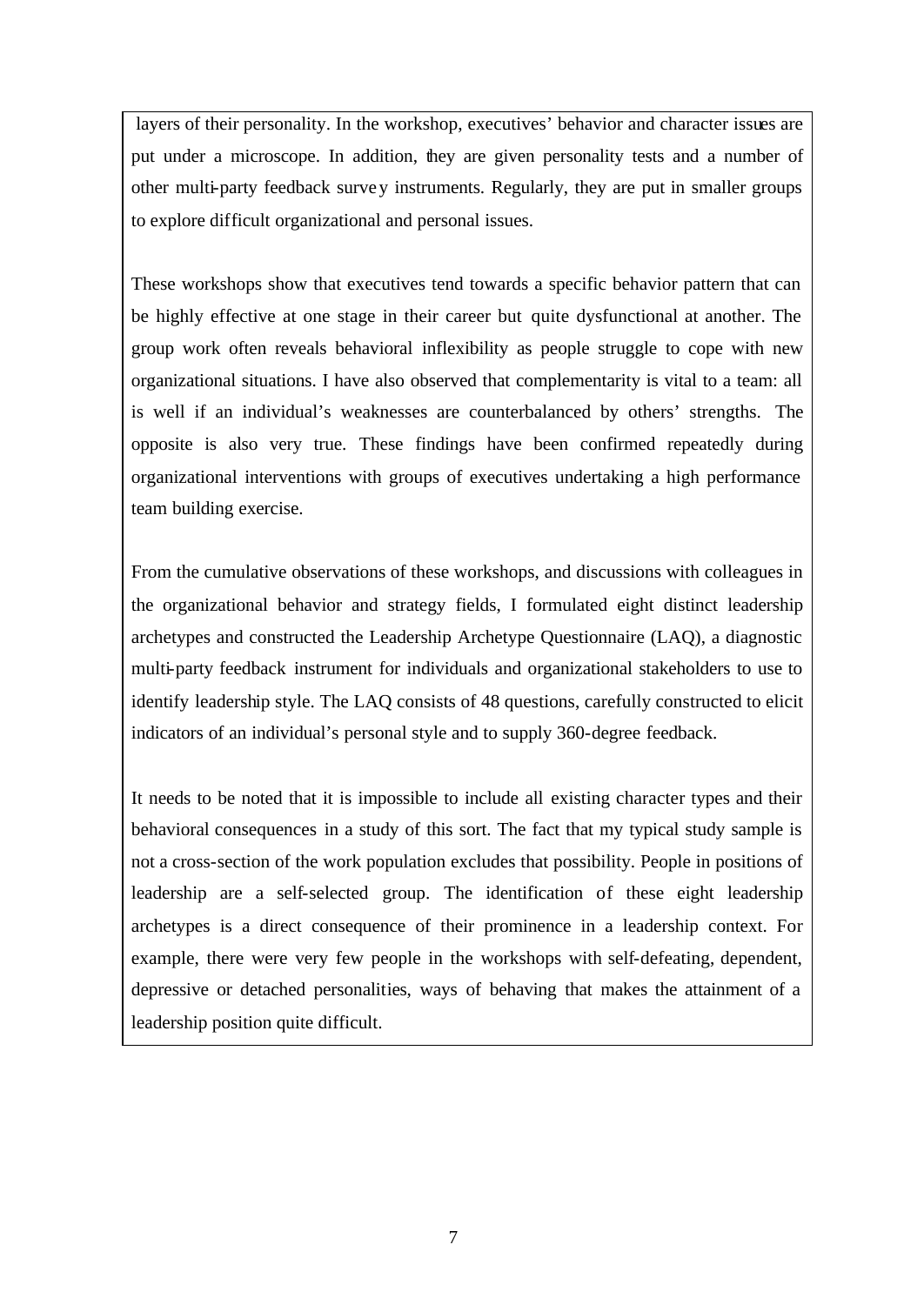layers of their personality. In the workshop, executives' behavior and character issues are put under a microscope. In addition, they are given personality tests and a number of other multi-party feedback survey instruments. Regularly, they are put in smaller groups to explore difficult organizational and personal issues.

These workshops show that executives tend towards a specific behavior pattern that can be highly effective at one stage in their career but quite dysfunctional at another. The group work often reveals behavioral inflexibility as people struggle to cope with new organizational situations. I have also observed that complementarity is vital to a team: all is well if an individual's weaknesses are counterbalanced by others' strengths. The opposite is also very true. These findings have been confirmed repeatedly during organizational interventions with groups of executives undertaking a high performance team building exercise.

From the cumulative observations of these workshops, and discussions with colleagues in the organizational behavior and strategy fields, I formulated eight distinct leadership archetypes and constructed the Leadership Archetype Questionnaire (LAQ), a diagnostic multi-party feedback instrument for individuals and organizational stakeholders to use to identify leadership style. The LAQ consists of 48 questions, carefully constructed to elicit indicators of an individual's personal style and to supply 360-degree feedback.

It needs to be noted that it is impossible to include all existing character types and their behavioral consequences in a study of this sort. The fact that my typical study sample is not a cross-section of the work population excludes that possibility. People in positions of leadership are a self-selected group. The identification of these eight leadership archetypes is a direct consequence of their prominence in a leadership context. For example, there were very few people in the workshops with self-defeating, dependent, depressive or detached personalities, ways of behaving that makes the attainment of a leadership position quite difficult.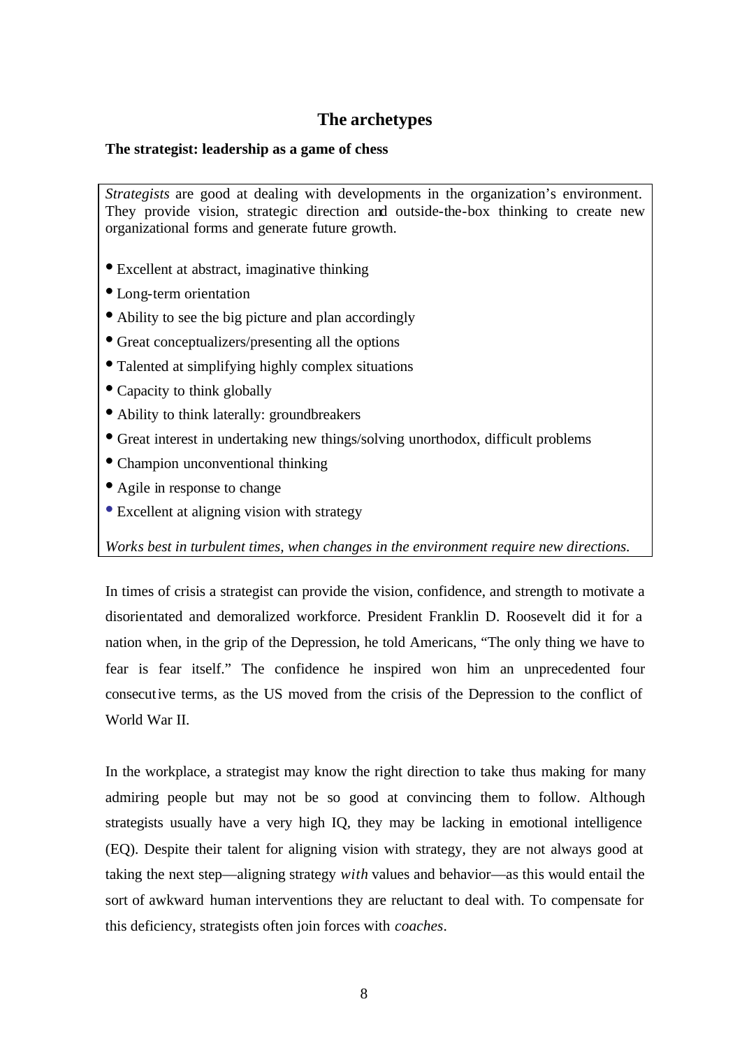## The archetypes

### The strategist: leadership as a game of chess

*Strategists* are good at dealing with developments in the organization's environment. They provide vision, strategic direction and outside-the-box thinking to create new organizational forms and generate future growth.

- Excellent at abstract, imaginative thinking
- Long-term orientation
- Ability to see the big picture and plan accordingly
- Great conceptualizers/presenting all the options
- Talented at simplifying highly complex situations
- Capacity to think globally
- Ability to think laterally: groundbreakers
- Great interest in undertaking new things/solving unorthodox, difficult problems
- Champion unconventional thinking
- Agile in response to change
- Excellent at aligning vision with strategy

*Works best in turbulent times, when changes in the environment require new directions.*

In times of crisis a strategist can provide the vision, confidence, and strength to motivate a disorientated and demoralized workforce. President Franklin D. Roosevelt did it for a nation when, in the grip of the Depression, he told Americans, "The only thing we have to fear is fear itself." The confidence he inspired won him an unprecedented four consecutive terms, as the US moved from the crisis of the Depression to the conflict of World War II.

In the workplace, a strategist may know the right direction to take thus making for many admiring people but may not be so good at convincing them to follow. Although strategists usually have a very high IQ, they may be lacking in emotional intelligence (EQ). Despite their talent for aligning vision with strategy, they are not always good at taking the next step—aligning strategy *with* values and behavior—as this would entail the sort of awkward human interventions they are reluctant to deal with. To compensate for this deficiency, strategists often join forces with *coaches*.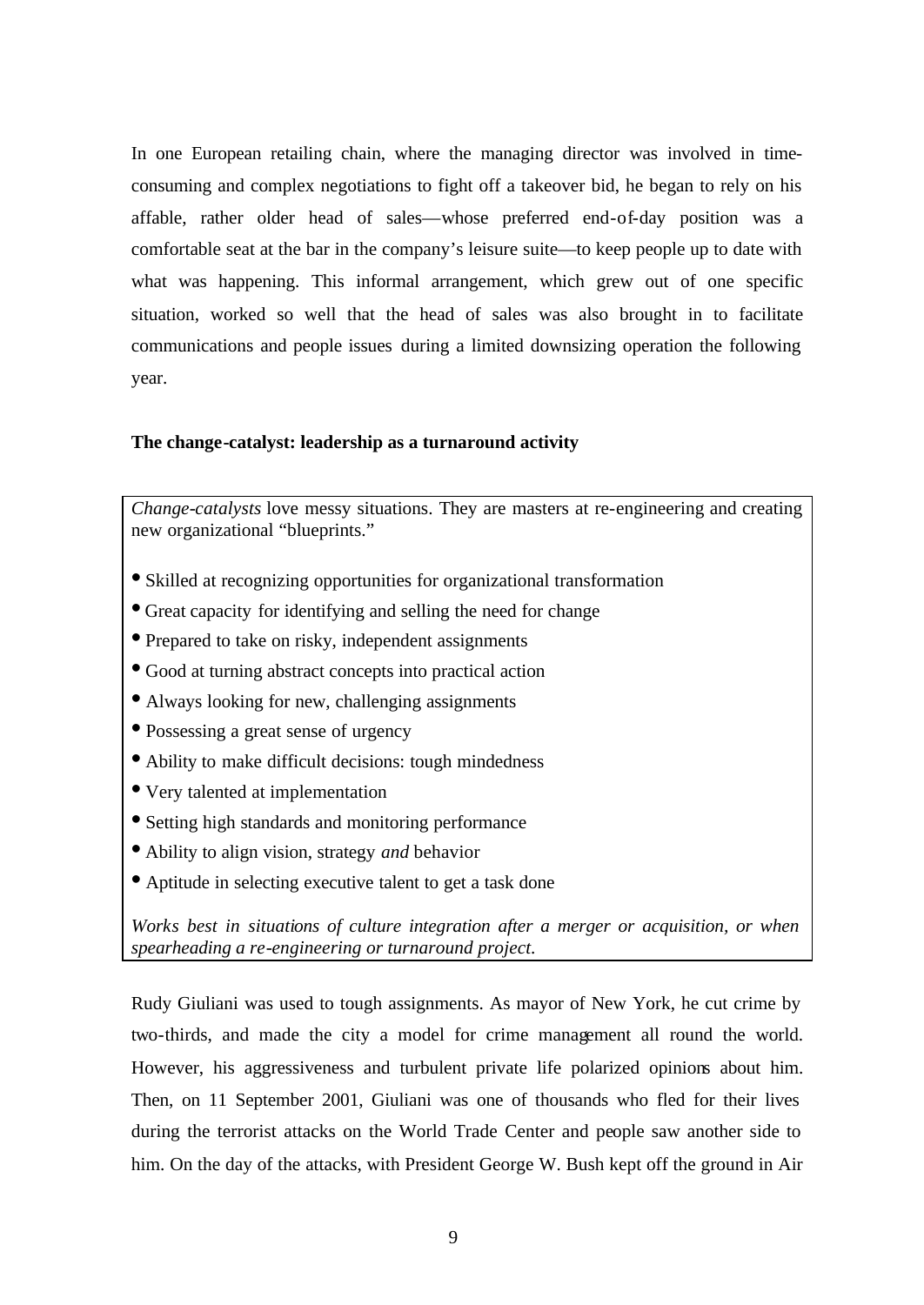In one European retailing chain, where the managing director was involved in time-consuming and complex negotiations to fight off a takeover bid, he began to rely on his affable, rather older head of sales—whose preferred end-of-day position was a comfortable seat at the bar in the company's leisure suite—to keep people up to date with what was happening. This informal arrangement, which grew out of one specific situation, worked so well that the head of sales was also brought in to facilitate communications and people issues during a limited downsizing operation the following year.

**The change-catalyst: leadership as a turnaround activity**

*Change-catalysts* love messy situations. They are masters at re-engineering and creating new organizational "blueprints."

- Skilled at recognizing opportunities for organizational transformation
- Great capacity for identifying and selling the need for change
- Prepared to take on risky, independent assignments
- Good at turning abstract concepts into practical action
- Always looking for new, challenging assignments
- Possessing a great sense of urgency
- Ability to make difficult decisions: tough mindedness
- Very talented at implementation
- Setting high standards and monitoring performance
- Ability to align vision, strategy *and* behavior
- Aptitude in selecting executive talent to get a task done

*Works best in situations of culture integration after a merger or acquisition, or when spearheading a re-engineering or turnaround project.*

Rudy Giuliani was used to tough assignments. As mayor of New York, he cut crime by two-thirds, and made the city a model for crime management all round the world. However, his aggressiveness and turbulent private life polarized opinions about him. Then, on 11 September 2001, Giuliani was one of thousands who fled for their lives during the terrorist attacks on the World Trade Center and people saw another side to him. On the day of the attacks, with President George W. Bush kept off the ground in Air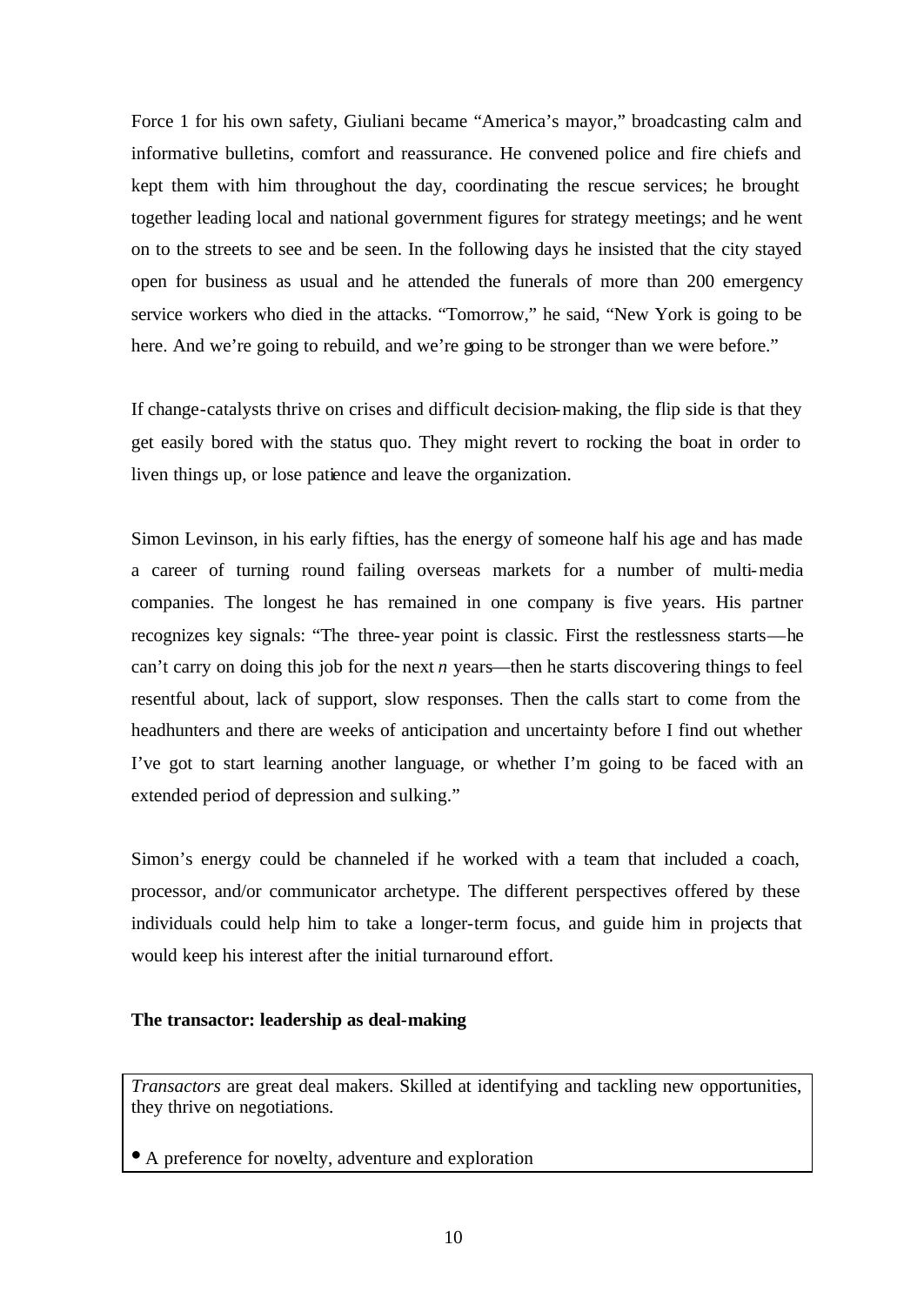Force 1 for his own safety, Giuliani became "America's mayor," broadcasting calm and informative bulletins, comfort and reassurance. He convened police and fire chiefs and kept them with him throughout the day, coordinating the rescue services; he brought together leading local and national government figures for strategy meetings; and he went on to the streets to see and be seen. In the following days he insisted that the city stayed open for business as usual and he attended the funerals of more than 200 emergency service workers who died in the attacks. "Tomorrow," he said, "New York is going to be here. And we're going to rebuild, and we're going to be stronger than we were before."

If change-catalysts thrive on crises and difficult decision-making, the flip side is that they get easily bored with the status quo. They might revert to rocking the boat in order to liven things up, or lose patience and leave the organization.

Simon Levinson, in his early fifties, has the energy of someone half his age and has made a career of turning round failing overseas markets for a number of multi-media companies. The longest he has remained in one company is five years. His partner recognizes key signals: "The three-year point is classic. First the restlessness starts—he can't carry on doing this job for the next *n* years—then he starts discovering things to feel resentful about, lack of support, slow responses. Then the calls start to come from the headhunters and there are weeks of anticipation and uncertainty before I find out whether I've got to start learning another language, or whether I'm going to be faced with an extended period of depression and sulking."

Simon's energy could be channeled if he worked with a team that included a coach, processor, and/or communicator archetype. The different perspectives offered by these individuals could help him to take a longer-term focus, and guide him in projects that would keep his interest after the initial turnaround effort.

**The transactor: leadership as deal-making**

*Transactors* are great deal makers. Skilled at identifying and tackling new opportunities, they thrive on negotiations.

- A preference for novelty, adventure and exploration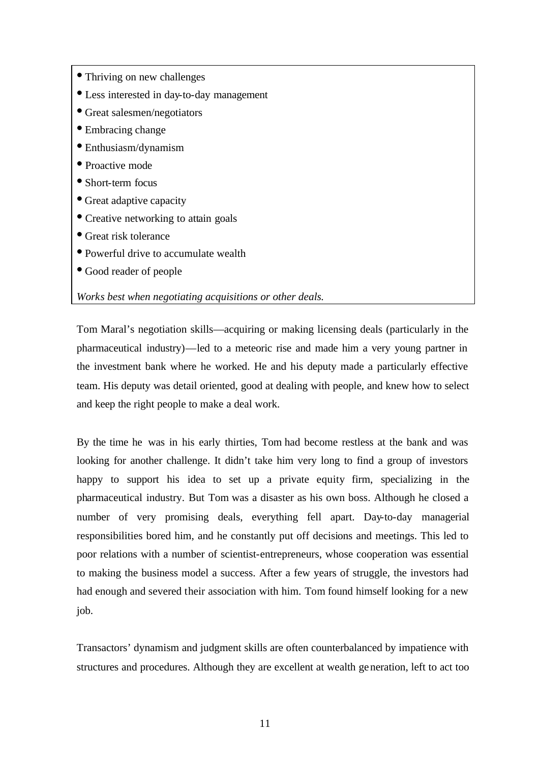- Thriving on new challenges
- Less interested in day-to-day management
- Great salesmen/negotiators
- Embracing change
- Enthusiasm/dynamism
- Proactive mode
- Short-term focus
- Great adaptive capacity
- Creative networking to attain goals
- Great risk tolerance
- Powerful drive to accumulate wealth
- Good reader of people

*Works best when negotiating acquisitions or other deals.*

Tom Maral's negotiation skills—acquiring or making licensing deals (particularly in the pharmaceutical industry)—led to a meteoric rise and made him a very young partner in the investment bank where he worked. He and his deputy made a particularly effective team. His deputy was detail oriented, good at dealing with people, and knew how to select and keep the right people to make a deal work.

By the time he was in his early thirties, Tom had become restless at the bank and was looking for another challenge. It didn't take him very long to find a group of investors happy to support his idea to set up a private equity firm, specializing in the pharmaceutical industry. But Tom was a disaster as his own boss. Although he closed a number of very promising deals, everything fell apart. Day-to-day managerial responsibilities bored him, and he constantly put off decisions and meetings. This led to poor relations with a number of scientist-entrepreneurs, whose cooperation was essential to making the business model a success. After a few years of struggle, the investors had had enough and severed their association with him. Tom found himself looking for a new job.

Transactors' dynamism and judgment skills are often counterbalanced by impatience with structures and procedures. Although they are excellent at wealth generation, left to act too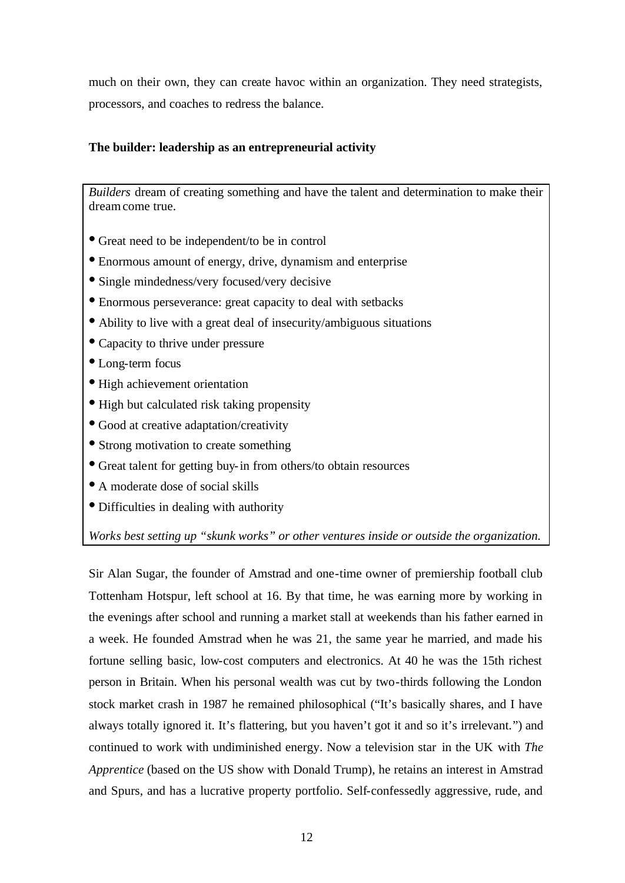much on their own, they can create havoc within an organization. They need strategists, processors, and coaches to redress the balance.

**The builder: leadership as an entrepreneurial activity**

> *Builders* dream of creating something and have the talent and determination to make their dream come true.
>
> - Great need to be independent/to be in control
> - Enormous amount of energy, drive, dynamism and enterprise
> - Single mindedness/very focused/very decisive
> - Enormous perseverance: great capacity to deal with setbacks
> - Ability to live with a great deal of insecurity/ambiguous situations
> - Capacity to thrive under pressure
> - Long-term focus
> - High achievement orientation
> - High but calculated risk taking propensity
> - Good at creative adaptation/creativity
> - Strong motivation to create something
> - Great talent for getting buy-in from others/to obtain resources
> - A moderate dose of social skills
> - Difficulties in dealing with authority
>
> *Works best setting up "skunk works" or other ventures inside or outside the organization.*

Sir Alan Sugar, the founder of Amstrad and one-time owner of premiership football club Tottenham Hotspur, left school at 16. By that time, he was earning more by working in the evenings after school and running a market stall at weekends than his father earned in a week. He founded Amstrad when he was 21, the same year he married, and made his fortune selling basic, low-cost computers and electronics. At 40 he was the 15th richest person in Britain. When his personal wealth was cut by two-thirds following the London stock market crash in 1987 he remained philosophical ("It's basically shares, and I have always totally ignored it. It's flattering, but you haven't got it and so it's irrelevant.") and continued to work with undiminished energy. Now a television star in the UK with *The Apprentice* (based on the US show with Donald Trump), he retains an interest in Amstrad and Spurs, and has a lucrative property portfolio. Self-confessedly aggressive, rude, and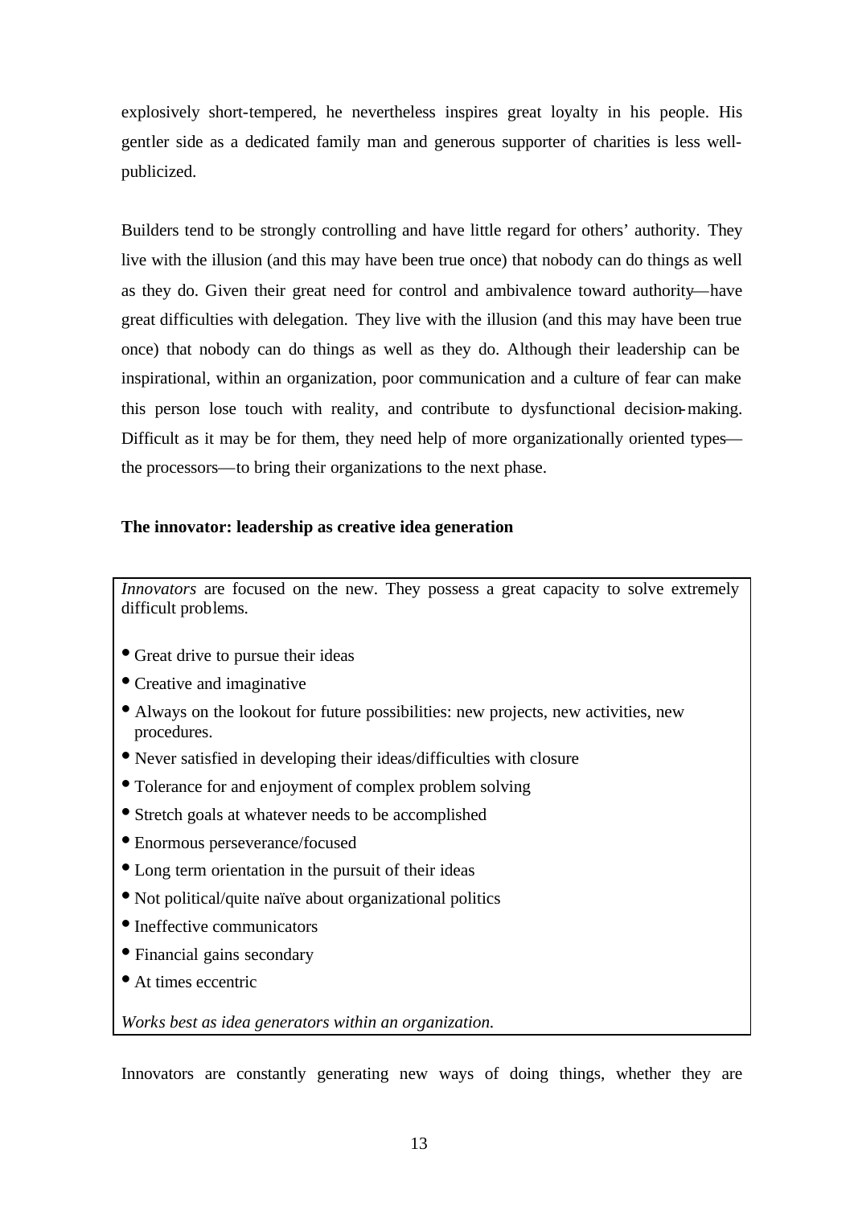explosively short-tempered, he nevertheless inspires great loyalty in his people. His gentler side as a dedicated family man and generous supporter of charities is less well-publicized.

Builders tend to be strongly controlling and have little regard for others' authority. They live with the illusion (and this may have been true once) that nobody can do things as well as they do. Given their great need for control and ambivalence toward authority—have great difficulties with delegation. They live with the illusion (and this may have been true once) that nobody can do things as well as they do. Although their leadership can be inspirational, within an organization, poor communication and a culture of fear can make this person lose touch with reality, and contribute to dysfunctional decision-making. Difficult as it may be for them, they need help of more organizationally oriented types—the processors—to bring their organizations to the next phase.

**The innovator: leadership as creative idea generation**

*Innovators* are focused on the new. They possess a great capacity to solve extremely difficult problems.

- Great drive to pursue their ideas
- Creative and imaginative
- Always on the lookout for future possibilities: new projects, new activities, new procedures.
- Never satisfied in developing their ideas/difficulties with closure
- Tolerance for and enjoyment of complex problem solving
- Stretch goals at whatever needs to be accomplished
- Enormous perseverance/focused
- Long term orientation in the pursuit of their ideas
- Not political/quite naïve about organizational politics
- Ineffective communicators
- Financial gains secondary
- At times eccentric

*Works best as idea generators within an organization.*

Innovators are constantly generating new ways of doing things, whether they are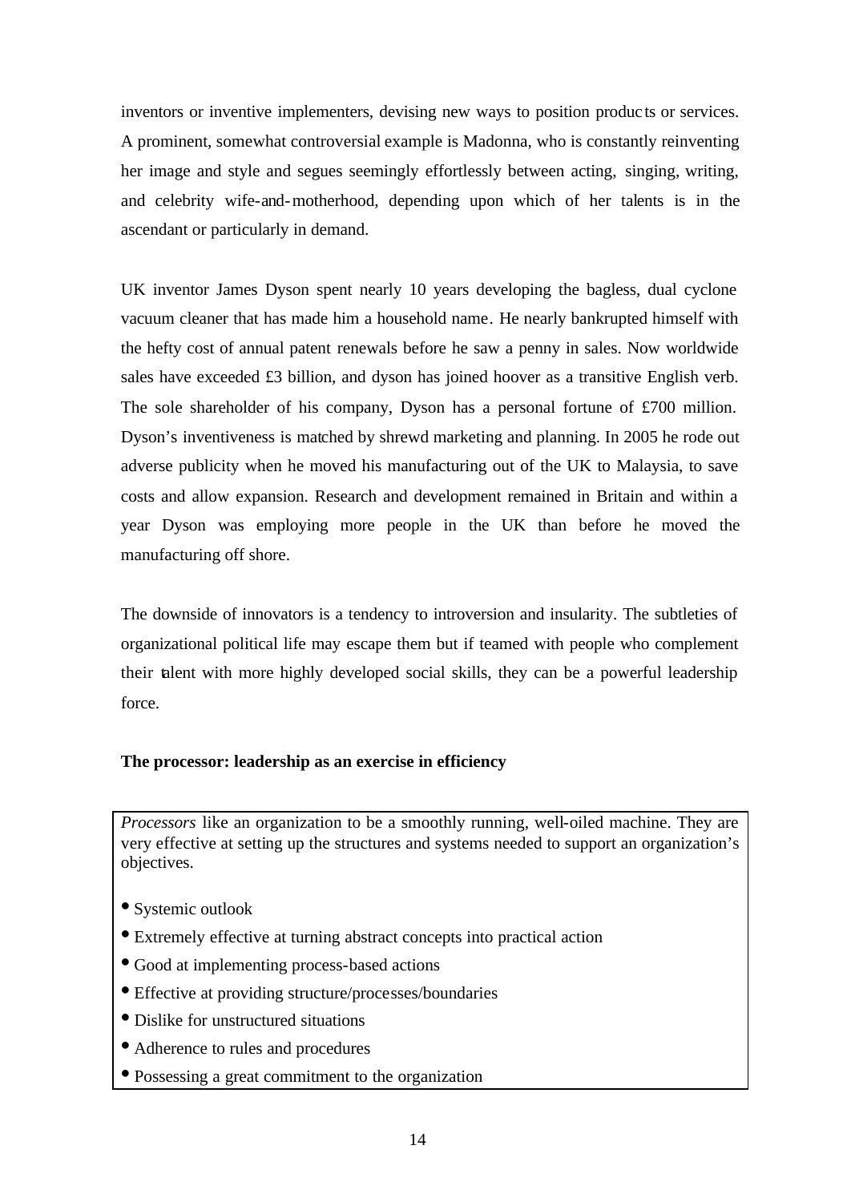inventors or inventive implementers, devising new ways to position products or services. A prominent, somewhat controversial example is Madonna, who is constantly reinventing her image and style and segues seemingly effortlessly between acting, singing, writing, and celebrity wife-and-motherhood, depending upon which of her talents is in the ascendant or particularly in demand.

UK inventor James Dyson spent nearly 10 years developing the bagless, dual cyclone vacuum cleaner that has made him a household name. He nearly bankrupted himself with the hefty cost of annual patent renewals before he saw a penny in sales. Now worldwide sales have exceeded £3 billion, and dyson has joined hoover as a transitive English verb. The sole shareholder of his company, Dyson has a personal fortune of £700 million. Dyson's inventiveness is matched by shrewd marketing and planning. In 2005 he rode out adverse publicity when he moved his manufacturing out of the UK to Malaysia, to save costs and allow expansion. Research and development remained in Britain and within a year Dyson was employing more people in the UK than before he moved the manufacturing off shore.

The downside of innovators is a tendency to introversion and insularity. The subtleties of organizational political life may escape them but if teamed with people who complement their talent with more highly developed social skills, they can be a powerful leadership force.

**The processor: leadership as an exercise in efficiency**

*Processors* like an organization to be a smoothly running, well-oiled machine. They are very effective at setting up the structures and systems needed to support an organization's objectives.

- Systemic outlook
- Extremely effective at turning abstract concepts into practical action
- Good at implementing process-based actions
- Effective at providing structure/processes/boundaries
- Dislike for unstructured situations
- Adherence to rules and procedures
- Possessing a great commitment to the organization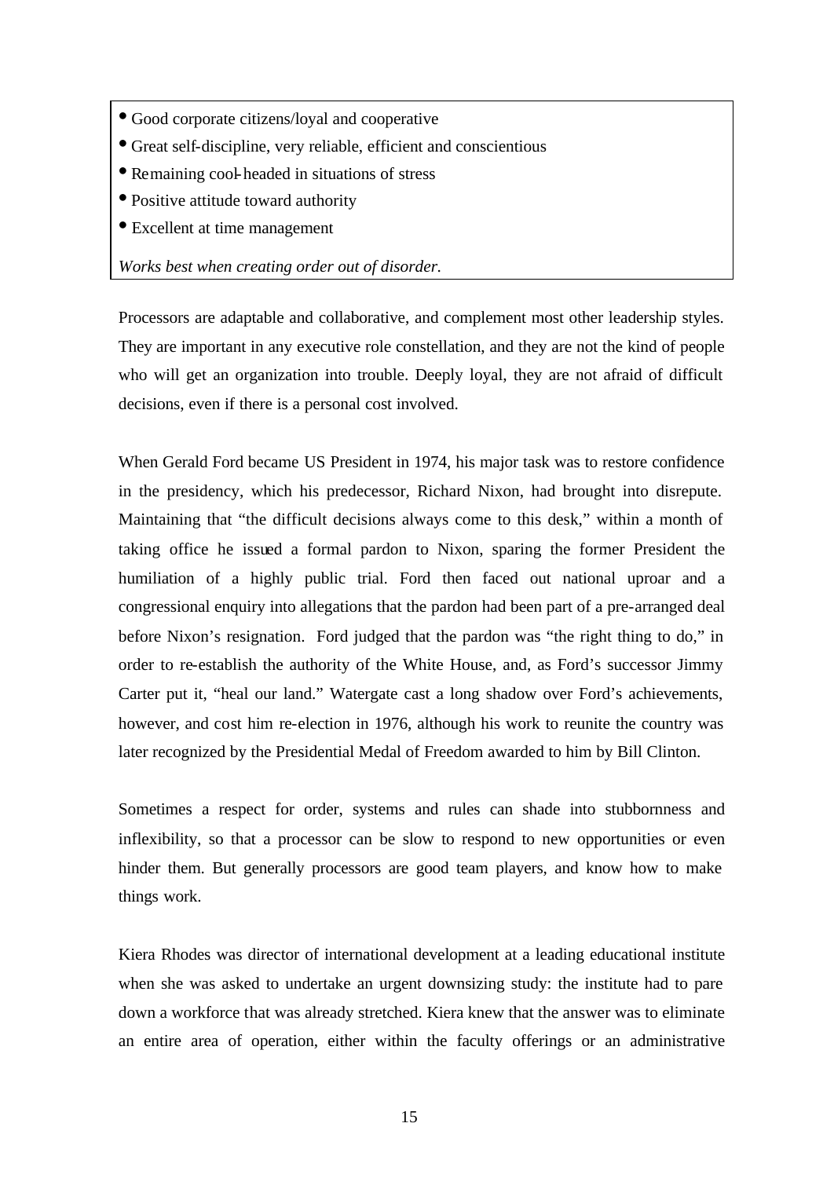- Good corporate citizens/loyal and cooperative
- Great self-discipline, very reliable, efficient and conscientious
- Remaining cool-headed in situations of stress
- Positive attitude toward authority
- Excellent at time management

*Works best when creating order out of disorder.*

Processors are adaptable and collaborative, and complement most other leadership styles. They are important in any executive role constellation, and they are not the kind of people who will get an organization into trouble. Deeply loyal, they are not afraid of difficult decisions, even if there is a personal cost involved.

When Gerald Ford became US President in 1974, his major task was to restore confidence in the presidency, which his predecessor, Richard Nixon, had brought into disrepute. Maintaining that "the difficult decisions always come to this desk," within a month of taking office he issued a formal pardon to Nixon, sparing the former President the humiliation of a highly public trial. Ford then faced out national uproar and a congressional enquiry into allegations that the pardon had been part of a pre-arranged deal before Nixon's resignation. Ford judged that the pardon was "the right thing to do," in order to re-establish the authority of the White House, and, as Ford's successor Jimmy Carter put it, "heal our land." Watergate cast a long shadow over Ford's achievements, however, and cost him re-election in 1976, although his work to reunite the country was later recognized by the Presidential Medal of Freedom awarded to him by Bill Clinton.

Sometimes a respect for order, systems and rules can shade into stubbornness and inflexibility, so that a processor can be slow to respond to new opportunities or even hinder them. But generally processors are good team players, and know how to make things work.

Kiera Rhodes was director of international development at a leading educational institute when she was asked to undertake an urgent downsizing study: the institute had to pare down a workforce that was already stretched. Kiera knew that the answer was to eliminate an entire area of operation, either within the faculty offerings or an administrative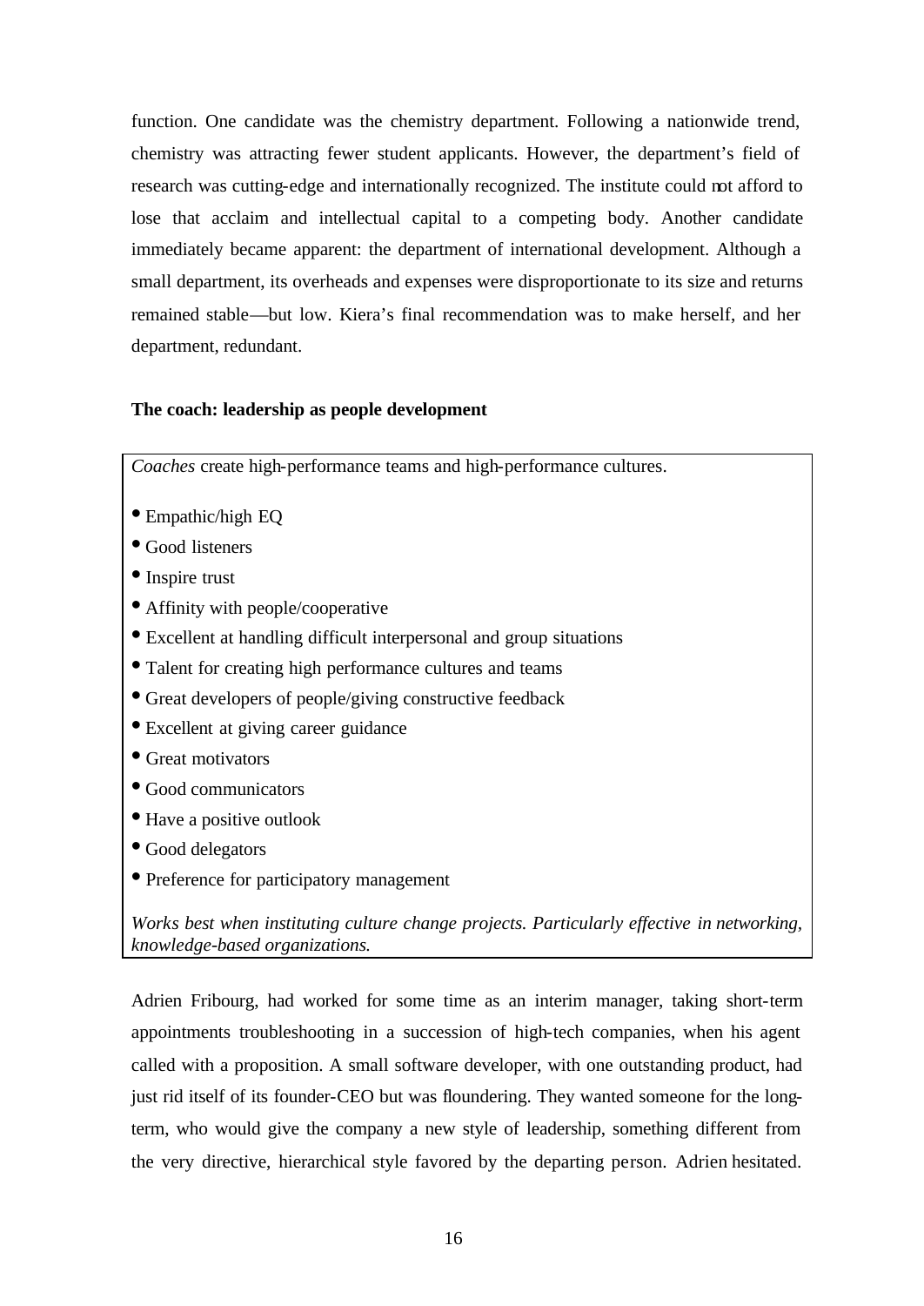function. One candidate was the chemistry department. Following a nationwide trend, chemistry was attracting fewer student applicants. However, the department's field of research was cutting-edge and internationally recognized. The institute could not afford to lose that acclaim and intellectual capital to a competing body. Another candidate immediately became apparent: the department of international development. Although a small department, its overheads and expenses were disproportionate to its size and returns remained stable—but low. Kiera's final recommendation was to make herself, and her department, redundant.

**The coach: leadership as people development**

*Coaches* create high-performance teams and high-performance cultures.

- Empathic/high EQ
- Good listeners
- Inspire trust
- Affinity with people/cooperative
- Excellent at handling difficult interpersonal and group situations
- Talent for creating high performance cultures and teams
- Great developers of people/giving constructive feedback
- Excellent at giving career guidance
- Great motivators
- Good communicators
- Have a positive outlook
- Good delegators
- Preference for participatory management

*Works best when instituting culture change projects. Particularly effective in networking, knowledge-based organizations.*

Adrien Fribourg, had worked for some time as an interim manager, taking short-term appointments troubleshooting in a succession of high-tech companies, when his agent called with a proposition. A small software developer, with one outstanding product, had just rid itself of its founder-CEO but was floundering. They wanted someone for the long-term, who would give the company a new style of leadership, something different from the very directive, hierarchical style favored by the departing person. Adrien hesitated.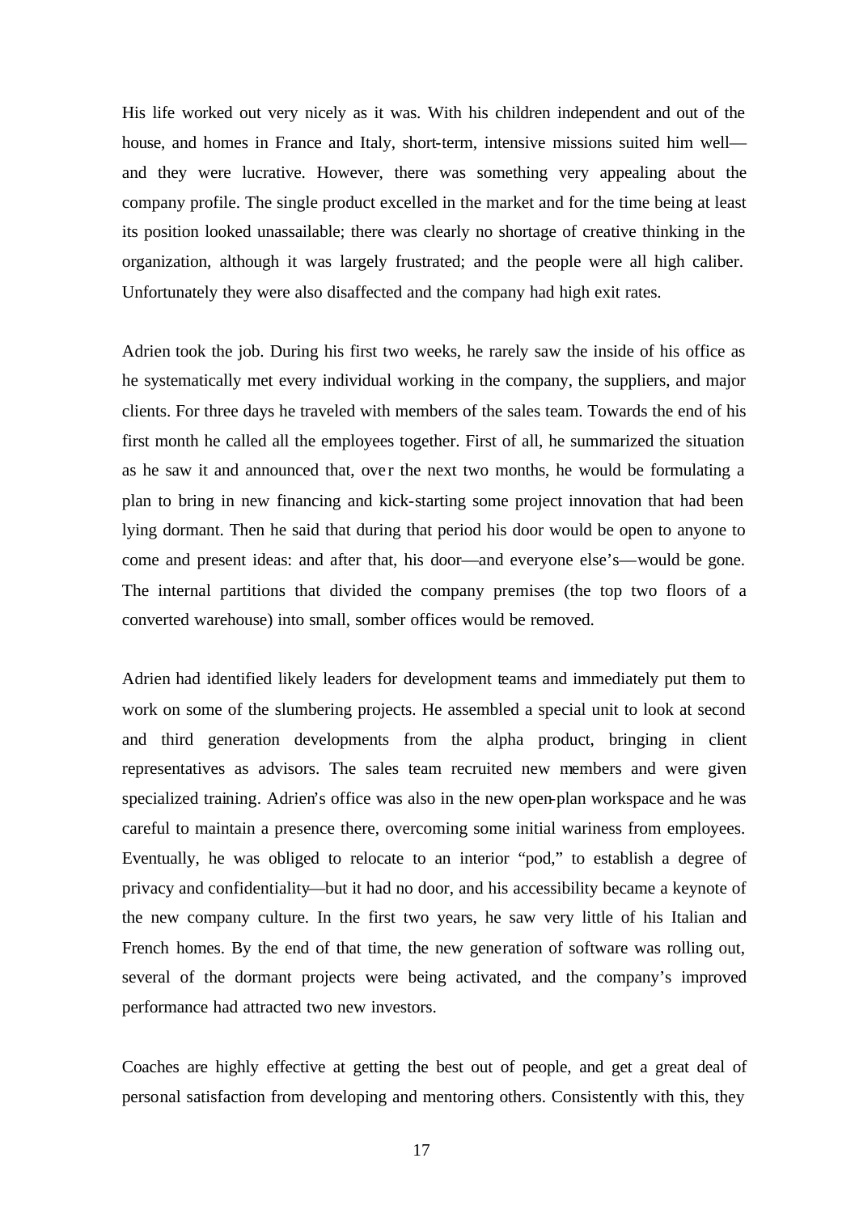His life worked out very nicely as it was. With his children independent and out of the house, and homes in France and Italy, short-term, intensive missions suited him well—and they were lucrative. However, there was something very appealing about the company profile. The single product excelled in the market and for the time being at least its position looked unassailable; there was clearly no shortage of creative thinking in the organization, although it was largely frustrated; and the people were all high caliber. Unfortunately they were also disaffected and the company had high exit rates.

Adrien took the job. During his first two weeks, he rarely saw the inside of his office as he systematically met every individual working in the company, the suppliers, and major clients. For three days he traveled with members of the sales team. Towards the end of his first month he called all the employees together. First of all, he summarized the situation as he saw it and announced that, over the next two months, he would be formulating a plan to bring in new financing and kick-starting some project innovation that had been lying dormant. Then he said that during that period his door would be open to anyone to come and present ideas: and after that, his door—and everyone else's—would be gone. The internal partitions that divided the company premises (the top two floors of a converted warehouse) into small, somber offices would be removed.

Adrien had identified likely leaders for development teams and immediately put them to work on some of the slumbering projects. He assembled a special unit to look at second and third generation developments from the alpha product, bringing in client representatives as advisors. The sales team recruited new members and were given specialized training. Adrien's office was also in the new open-plan workspace and he was careful to maintain a presence there, overcoming some initial wariness from employees. Eventually, he was obliged to relocate to an interior "pod," to establish a degree of privacy and confidentiality—but it had no door, and his accessibility became a keynote of the new company culture. In the first two years, he saw very little of his Italian and French homes. By the end of that time, the new generation of software was rolling out, several of the dormant projects were being activated, and the company's improved performance had attracted two new investors.

Coaches are highly effective at getting the best out of people, and get a great deal of personal satisfaction from developing and mentoring others. Consistently with this, they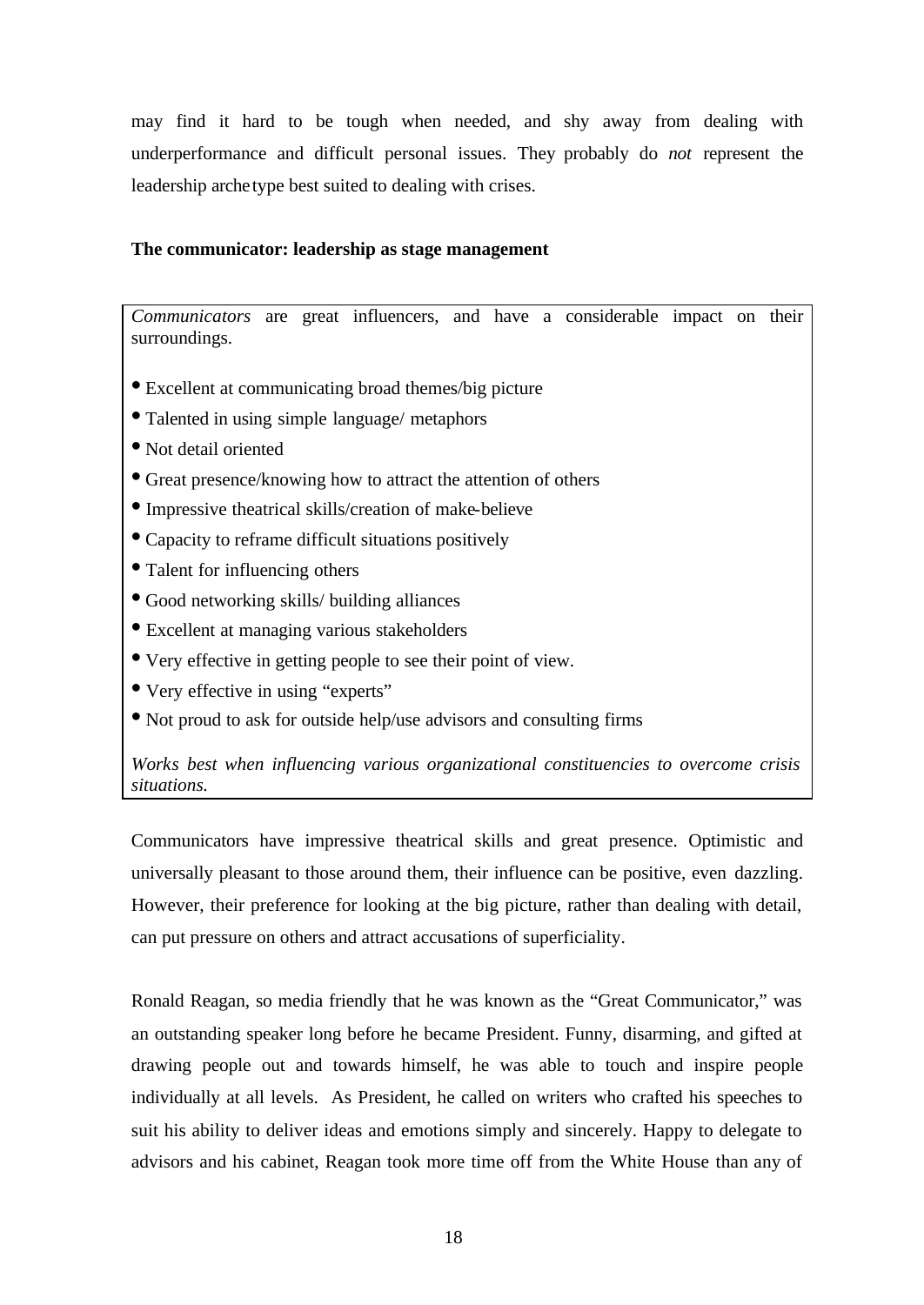may find it hard to be tough when needed, and shy away from dealing with underperformance and difficult personal issues. They probably do *not* represent the leadership archetype best suited to dealing with crises.

**The communicator: leadership as stage management**

*Communicators* are great influencers, and have a considerable impact on their surroundings.

- Excellent at communicating broad themes/big picture
- Talented in using simple language/ metaphors
- Not detail oriented
- Great presence/knowing how to attract the attention of others
- Impressive theatrical skills/creation of make-believe
- Capacity to reframe difficult situations positively
- Talent for influencing others
- Good networking skills/ building alliances
- Excellent at managing various stakeholders
- Very effective in getting people to see their point of view.
- Very effective in using "experts"
- Not proud to ask for outside help/use advisors and consulting firms

*Works best when influencing various organizational constituencies to overcome crisis situations.*

Communicators have impressive theatrical skills and great presence. Optimistic and universally pleasant to those around them, their influence can be positive, even dazzling. However, their preference for looking at the big picture, rather than dealing with detail, can put pressure on others and attract accusations of superficiality.

Ronald Reagan, so media friendly that he was known as the "Great Communicator," was an outstanding speaker long before he became President. Funny, disarming, and gifted at drawing people out and towards himself, he was able to touch and inspire people individually at all levels. As President, he called on writers who crafted his speeches to suit his ability to deliver ideas and emotions simply and sincerely. Happy to delegate to advisors and his cabinet, Reagan took more time off from the White House than any of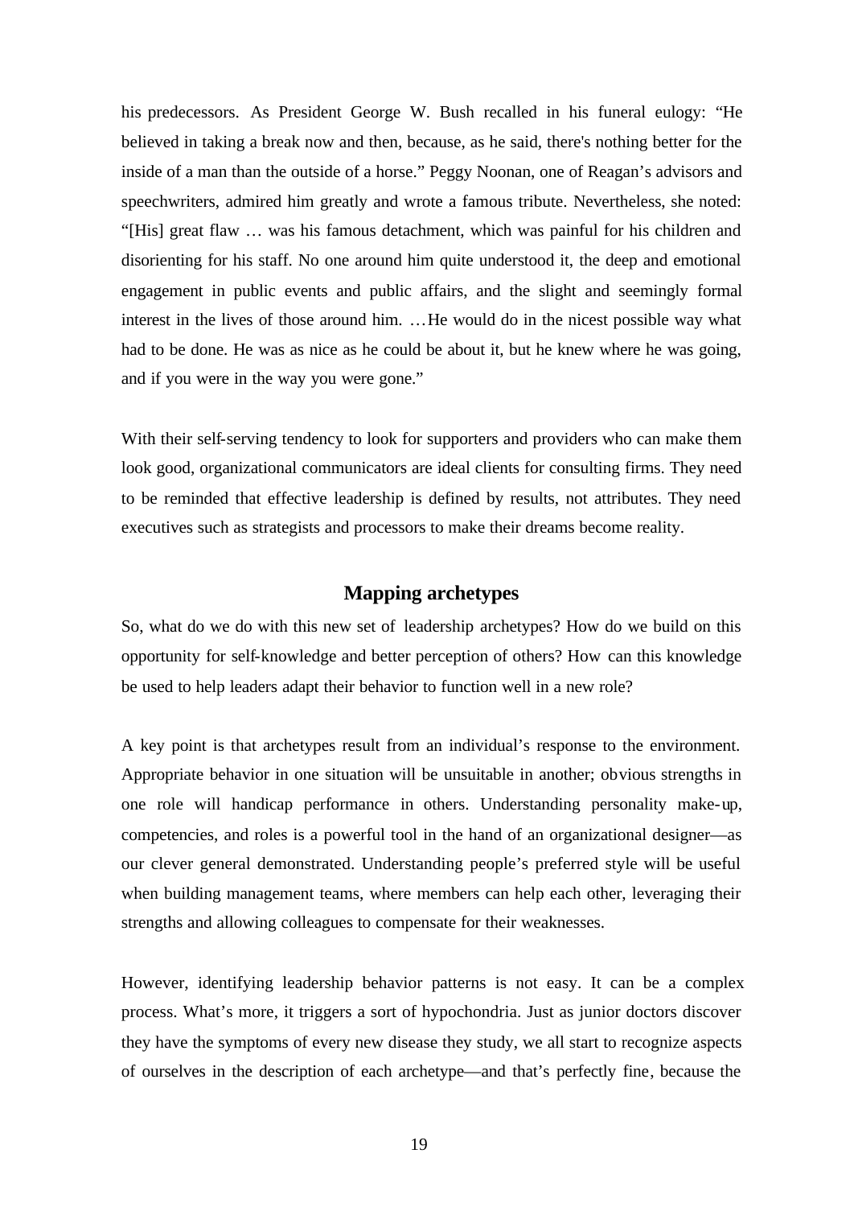his predecessors. As President George W. Bush recalled in his funeral eulogy: "He believed in taking a break now and then, because, as he said, there's nothing better for the inside of a man than the outside of a horse." Peggy Noonan, one of Reagan's advisors and speechwriters, admired him greatly and wrote a famous tribute. Nevertheless, she noted: "[His] great flaw … was his famous detachment, which was painful for his children and disorienting for his staff. No one around him quite understood it, the deep and emotional engagement in public events and public affairs, and the slight and seemingly formal interest in the lives of those around him. …He would do in the nicest possible way what had to be done. He was as nice as he could be about it, but he knew where he was going, and if you were in the way you were gone."

With their self-serving tendency to look for supporters and providers who can make them look good, organizational communicators are ideal clients for consulting firms. They need to be reminded that effective leadership is defined by results, not attributes. They need executives such as strategists and processors to make their dreams become reality.

## Mapping archetypes

So, what do we do with this new set of leadership archetypes? How do we build on this opportunity for self-knowledge and better perception of others? How can this knowledge be used to help leaders adapt their behavior to function well in a new role?

A key point is that archetypes result from an individual's response to the environment. Appropriate behavior in one situation will be unsuitable in another; obvious strengths in one role will handicap performance in others. Understanding personality make-up, competencies, and roles is a powerful tool in the hand of an organizational designer—as our clever general demonstrated. Understanding people's preferred style will be useful when building management teams, where members can help each other, leveraging their strengths and allowing colleagues to compensate for their weaknesses.

However, identifying leadership behavior patterns is not easy. It can be a complex process. What's more, it triggers a sort of hypochondria. Just as junior doctors discover they have the symptoms of every new disease they study, we all start to recognize aspects of ourselves in the description of each archetype—and that's perfectly fine, because the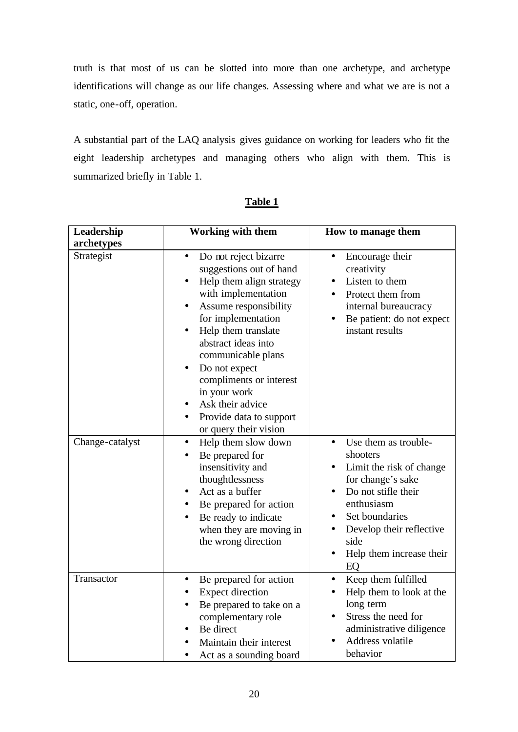truth is that most of us can be slotted into more than one archetype, and archetype identifications will change as our life changes. Assessing where and what we are is not a static, one-off, operation.

A substantial part of the LAQ analysis gives guidance on working for leaders who fit the eight leadership archetypes and managing others who align with them. This is summarized briefly in Table 1.

**Table 1**

| Leadership archetypes | Working with them | How to manage them |
|---|---|---|
| Strategist | • Do not reject bizarre suggestions out of hand<br>• Help them align strategy with implementation<br>• Assume responsibility for implementation<br>• Help them translate abstract ideas into communicable plans<br>• Do not expect compliments or interest in your work<br>• Ask their advice<br>• Provide data to support or query their vision | • Encourage their creativity<br>• Listen to them<br>• Protect them from internal bureaucracy<br>• Be patient: do not expect instant results |
| Change-catalyst | • Help them slow down<br>• Be prepared for insensitivity and thoughtlessness<br>• Act as a buffer<br>• Be prepared for action<br>• Be ready to indicate when they are moving in the wrong direction | • Use them as trouble-shooters<br>• Limit the risk of change for change's sake<br>• Do not stifle their enthusiasm<br>• Set boundaries<br>• Develop their reflective side<br>• Help them increase their EQ |
| Transactor | • Be prepared for action<br>• Expect direction<br>• Be prepared to take on a complementary role<br>• Be direct<br>• Maintain their interest<br>• Act as a sounding board | • Keep them fulfilled<br>• Help them to look at the long term<br>• Stress the need for administrative diligence<br>• Address volatile behavior |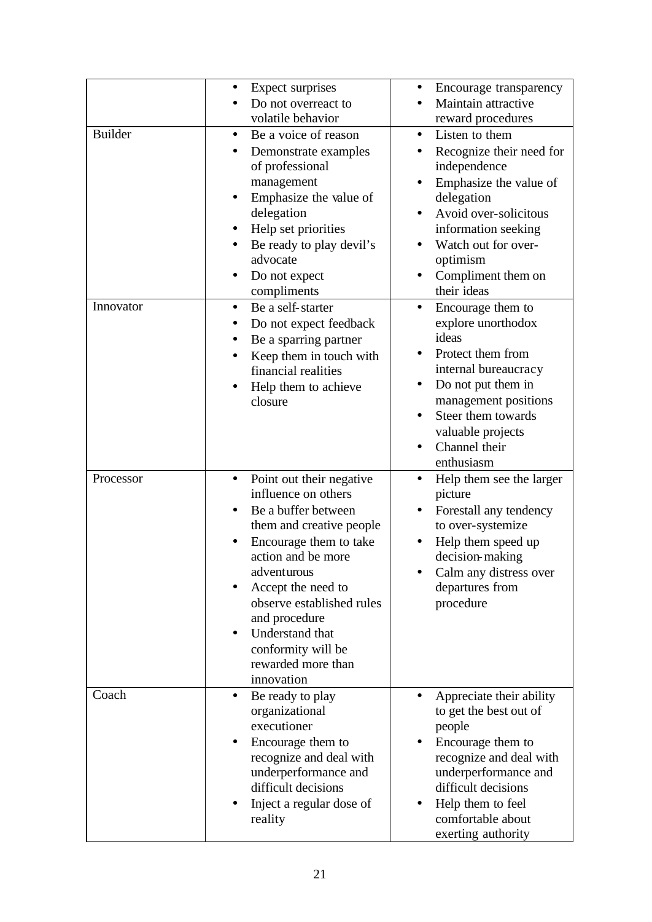| | | |
|---|---|---|
| | • Expect surprises<br>• Do not overreact to volatile behavior | • Encourage transparency<br>• Maintain attractive reward procedures |
| Builder | • Be a voice of reason<br>• Demonstrate examples of professional management<br>• Emphasize the value of delegation<br>• Help set priorities<br>• Be ready to play devil's advocate<br>• Do not expect compliments | • Listen to them<br>• Recognize their need for independence<br>• Emphasize the value of delegation<br>• Avoid over-solicitous information seeking<br>• Watch out for over-optimism<br>• Compliment them on their ideas |
| Innovator | • Be a self-starter<br>• Do not expect feedback<br>• Be a sparring partner<br>• Keep them in touch with financial realities<br>• Help them to achieve closure | • Encourage them to explore unorthodox ideas<br>• Protect them from internal bureaucracy<br>• Do not put them in management positions<br>• Steer them towards valuable projects<br>• Channel their enthusiasm |
| Processor | • Point out their negative influence on others<br>• Be a buffer between them and creative people<br>• Encourage them to take action and be more adventurous<br>• Accept the need to observe established rules and procedure<br>• Understand that conformity will be rewarded more than innovation | • Help them see the larger picture<br>• Forestall any tendency to over-systemize<br>• Help them speed up decision-making<br>• Calm any distress over departures from procedure |
| Coach | • Be ready to play organizational executioner<br>• Encourage them to recognize and deal with underperformance and difficult decisions<br>• Inject a regular dose of reality | • Appreciate their ability to get the best out of people<br>• Encourage them to recognize and deal with underperformance and difficult decisions<br>• Help them to feel comfortable about exerting authority |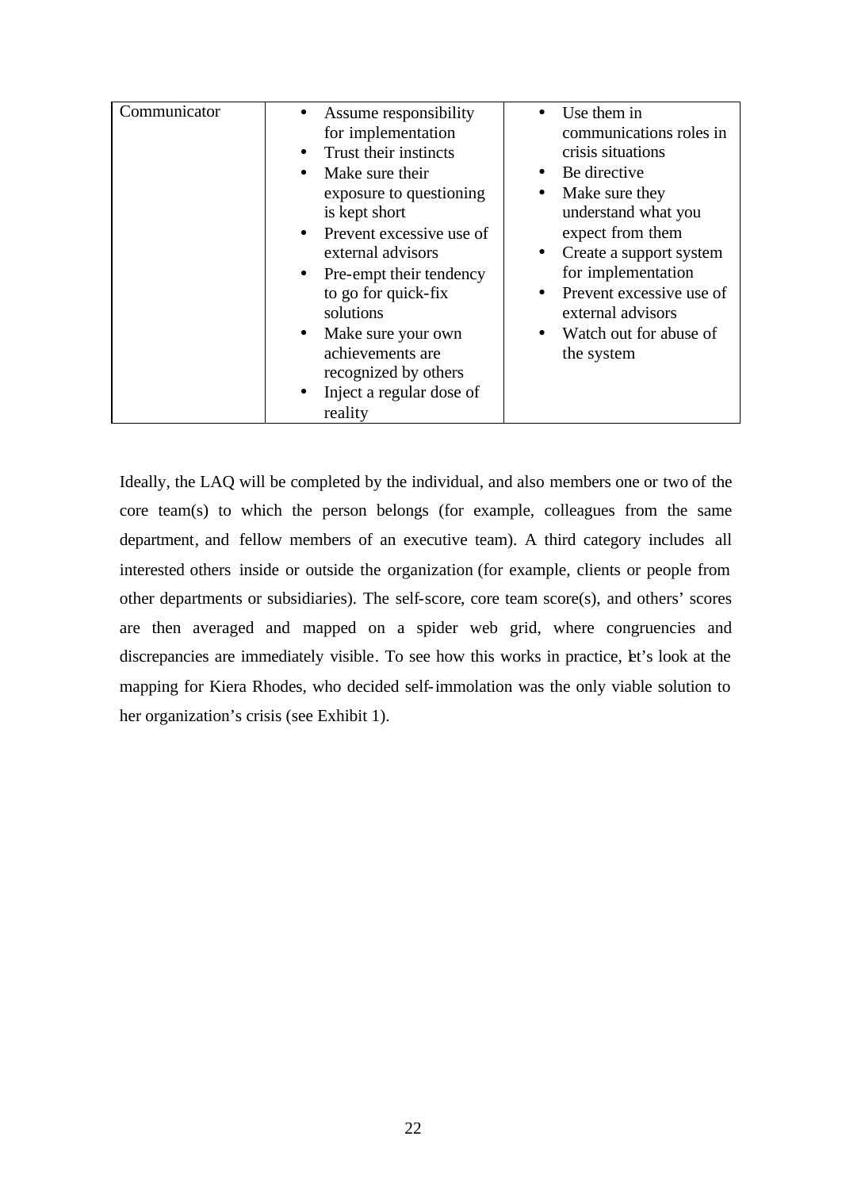| Communicator | • Assume responsibility for implementation<br>• Trust their instincts<br>• Make sure their exposure to questioning is kept short<br>• Prevent excessive use of external advisors<br>• Pre-empt their tendency to go for quick-fix solutions<br>• Make sure your own achievements are recognized by others<br>• Inject a regular dose of reality | • Use them in communications roles in crisis situations<br>• Be directive<br>• Make sure they understand what you expect from them<br>• Create a support system for implementation<br>• Prevent excessive use of external advisors<br>• Watch out for abuse of the system |
|---|---|---|

Ideally, the LAQ will be completed by the individual, and also members one or two of the core team(s) to which the person belongs (for example, colleagues from the same department, and fellow members of an executive team). A third category includes all interested others inside or outside the organization (for example, clients or people from other departments or subsidiaries). The self-score, core team score(s), and others' scores are then averaged and mapped on a spider web grid, where congruencies and discrepancies are immediately visible. To see how this works in practice, let's look at the mapping for Kiera Rhodes, who decided self-immolation was the only viable solution to her organization's crisis (see Exhibit 1).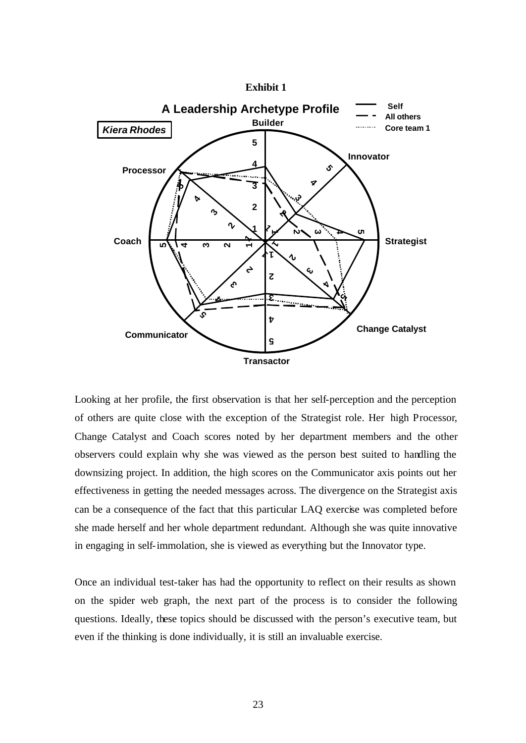**Exhibit 1**

**A Leadership Archetype Profile**

*Kiera Rhodes*

Looking at her profile, the first observation is that her self-perception and the perception of others are quite close with the exception of the Strategist role. Her high Processor, Change Catalyst and Coach scores noted by her department members and the other observers could explain why she was viewed as the person best suited to handling the downsizing project. In addition, the high scores on the Communicator axis points out her effectiveness in getting the needed messages across. The divergence on the Strategist axis can be a consequence of the fact that this particular LAQ exercise was completed before she made herself and her whole department redundant. Although she was quite innovative in engaging in self-immolation, she is viewed as everything but the Innovator type.

Once an individual test-taker has had the opportunity to reflect on their results as shown on the spider web graph, the next part of the process is to consider the following questions. Ideally, these topics should be discussed with the person's executive team, but even if the thinking is done individually, it is still an invaluable exercise.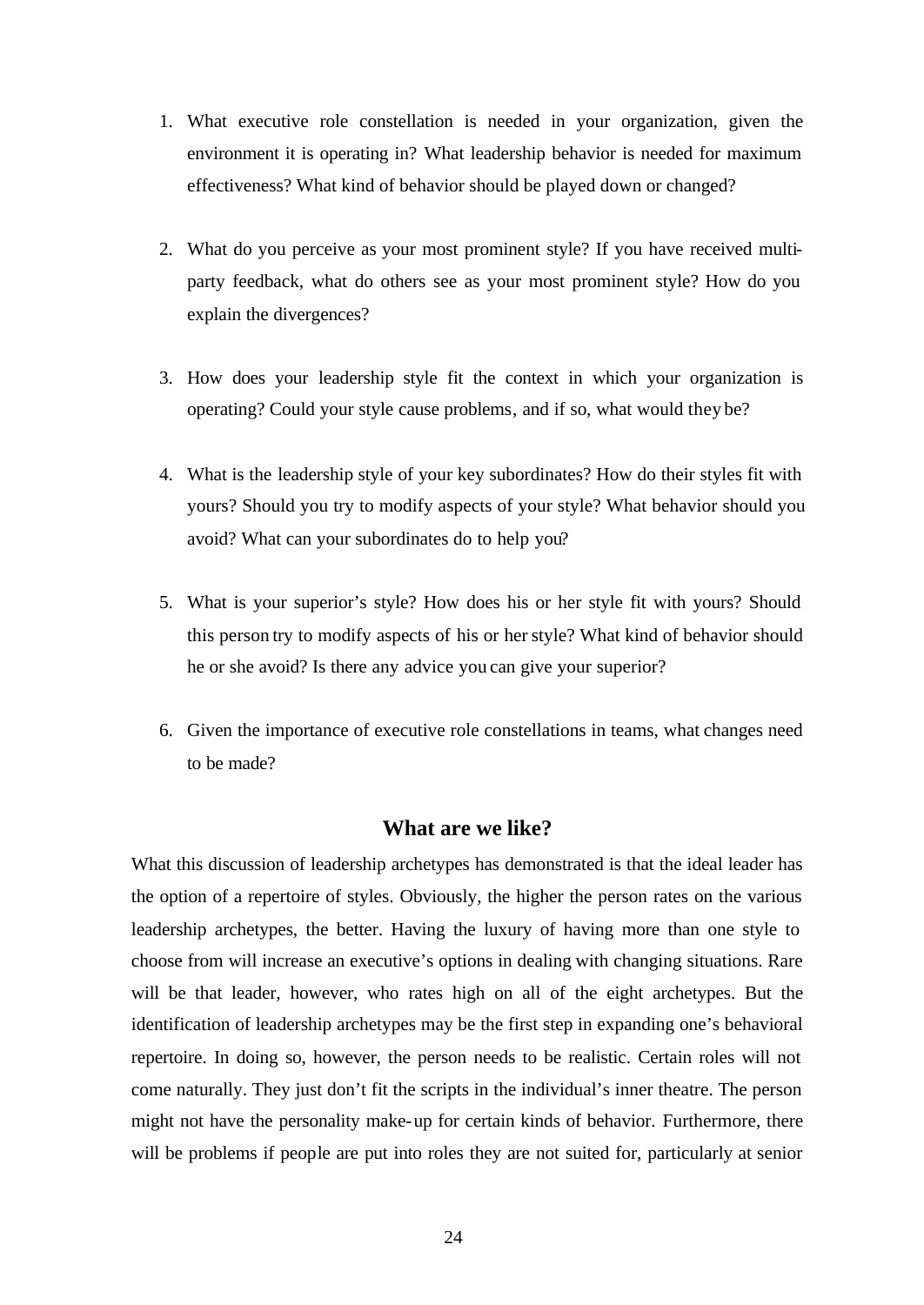1. What executive role constellation is needed in your organization, given the environment it is operating in? What leadership behavior is needed for maximum effectiveness? What kind of behavior should be played down or changed?

2. What do you perceive as your most prominent style? If you have received multi-party feedback, what do others see as your most prominent style? How do you explain the divergences?

3. How does your leadership style fit the context in which your organization is operating? Could your style cause problems, and if so, what would they be?

4. What is the leadership style of your key subordinates? How do their styles fit with yours? Should you try to modify aspects of your style? What behavior should you avoid? What can your subordinates do to help you?

5. What is your superior's style? How does his or her style fit with yours? Should this person try to modify aspects of his or her style? What kind of behavior should he or she avoid? Is there any advice you can give your superior?

6. Given the importance of executive role constellations in teams, what changes need to be made?

## What are we like?

What this discussion of leadership archetypes has demonstrated is that the ideal leader has the option of a repertoire of styles. Obviously, the higher the person rates on the various leadership archetypes, the better. Having the luxury of having more than one style to choose from will increase an executive's options in dealing with changing situations. Rare will be that leader, however, who rates high on all of the eight archetypes. But the identification of leadership archetypes may be the first step in expanding one's behavioral repertoire. In doing so, however, the person needs to be realistic. Certain roles will not come naturally. They just don't fit the scripts in the individual's inner theatre. The person might not have the personality make-up for certain kinds of behavior. Furthermore, there will be problems if people are put into roles they are not suited for, particularly at senior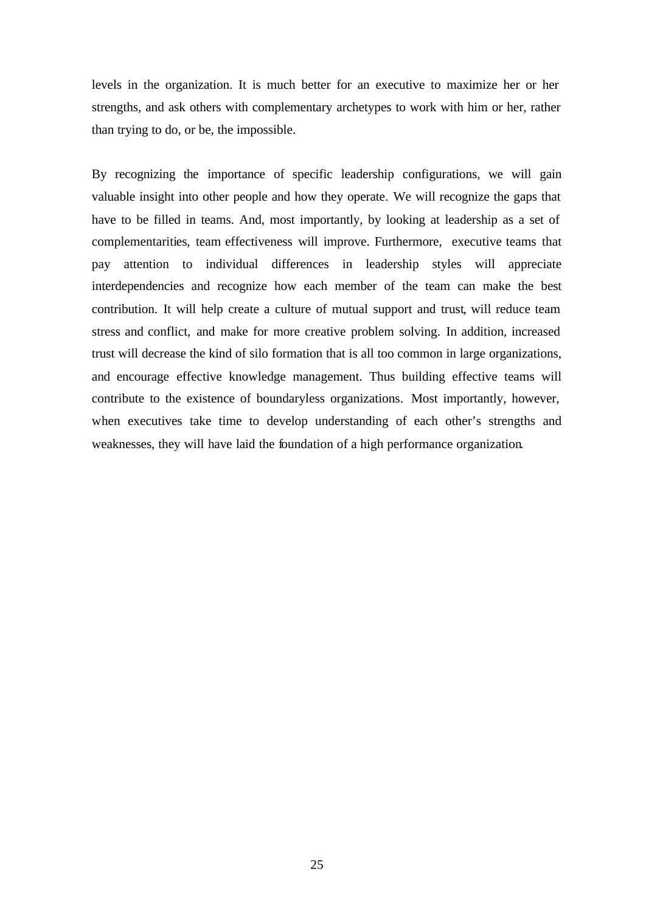levels in the organization. It is much better for an executive to maximize her or her strengths, and ask others with complementary archetypes to work with him or her, rather than trying to do, or be, the impossible.

By recognizing the importance of specific leadership configurations, we will gain valuable insight into other people and how they operate. We will recognize the gaps that have to be filled in teams. And, most importantly, by looking at leadership as a set of complementarities, team effectiveness will improve. Furthermore, executive teams that pay attention to individual differences in leadership styles will appreciate interdependencies and recognize how each member of the team can make the best contribution. It will help create a culture of mutual support and trust, will reduce team stress and conflict, and make for more creative problem solving. In addition, increased trust will decrease the kind of silo formation that is all too common in large organizations, and encourage effective knowledge management. Thus building effective teams will contribute to the existence of boundaryless organizations. Most importantly, however, when executives take time to develop understanding of each other's strengths and weaknesses, they will have laid the foundation of a high performance organization.